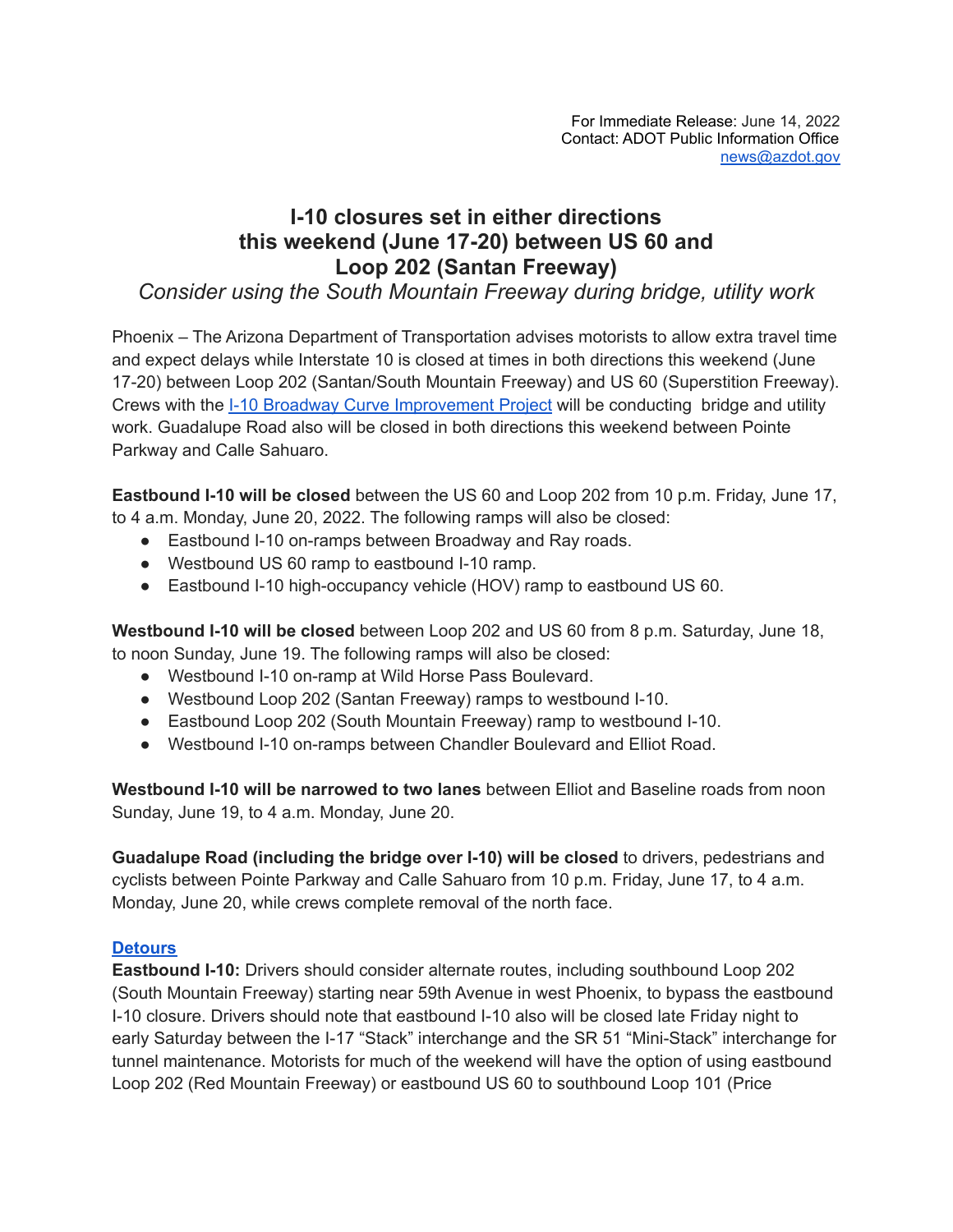For Immediate Release: June 14, 2022
Contact: ADOT Public Information Office
news@azdot.gov

# I-10 closures set in either directions this weekend (June 17-20) between US 60 and Loop 202 (Santan Freeway)

*Consider using the South Mountain Freeway during bridge, utility work*

Phoenix – The Arizona Department of Transportation advises motorists to allow extra travel time and expect delays while Interstate 10 is closed at times in both directions this weekend (June 17-20) between Loop 202 (Santan/South Mountain Freeway) and US 60 (Superstition Freeway). Crews with the I-10 Broadway Curve Improvement Project will be conducting bridge and utility work. Guadalupe Road also will be closed in both directions this weekend between Pointe Parkway and Calle Sahuaro.

**Eastbound I-10 will be closed** between the US 60 and Loop 202 from 10 p.m. Friday, June 17, to 4 a.m. Monday, June 20, 2022. The following ramps will also be closed:

- Eastbound I-10 on-ramps between Broadway and Ray roads.
- Westbound US 60 ramp to eastbound I-10 ramp.
- Eastbound I-10 high-occupancy vehicle (HOV) ramp to eastbound US 60.

**Westbound I-10 will be closed** between Loop 202 and US 60 from 8 p.m. Saturday, June 18, to noon Sunday, June 19. The following ramps will also be closed:

- Westbound I-10 on-ramp at Wild Horse Pass Boulevard.
- Westbound Loop 202 (Santan Freeway) ramps to westbound I-10.
- Eastbound Loop 202 (South Mountain Freeway) ramp to westbound I-10.
- Westbound I-10 on-ramps between Chandler Boulevard and Elliot Road.

**Westbound I-10 will be narrowed to two lanes** between Elliot and Baseline roads from noon Sunday, June 19, to 4 a.m. Monday, June 20.

**Guadalupe Road (including the bridge over I-10) will be closed** to drivers, pedestrians and cyclists between Pointe Parkway and Calle Sahuaro from 10 p.m. Friday, June 17, to 4 a.m. Monday, June 20, while crews complete removal of the north face.

**Detours**

**Eastbound I-10:** Drivers should consider alternate routes, including southbound Loop 202 (South Mountain Freeway) starting near 59th Avenue in west Phoenix, to bypass the eastbound I-10 closure. Drivers should note that eastbound I-10 also will be closed late Friday night to early Saturday between the I-17 "Stack" interchange and the SR 51 "Mini-Stack" interchange for tunnel maintenance. Motorists for much of the weekend will have the option of using eastbound Loop 202 (Red Mountain Freeway) or eastbound US 60 to southbound Loop 101 (Price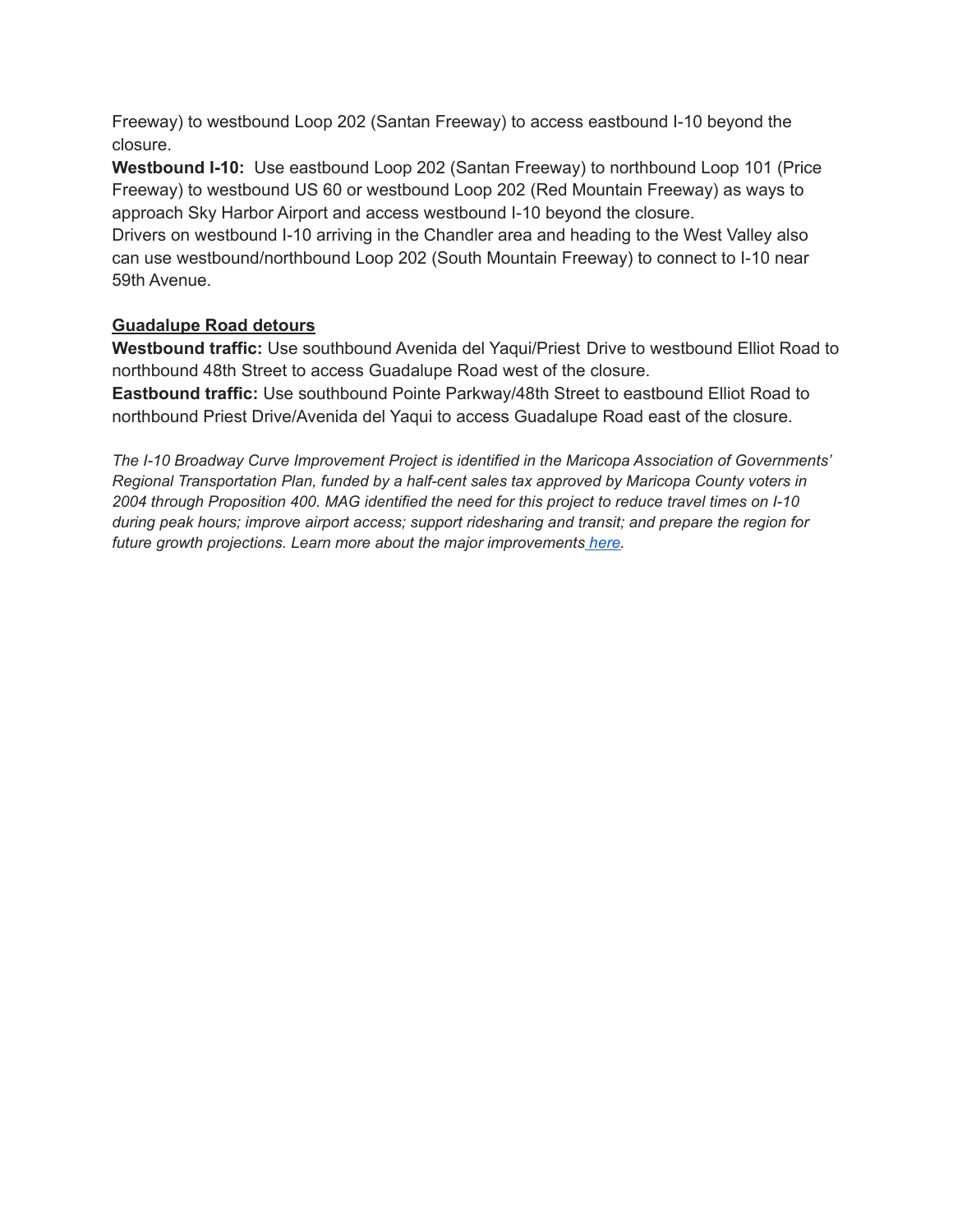Freeway) to westbound Loop 202 (Santan Freeway) to access eastbound I-10 beyond the closure.
**Westbound I-10:** Use eastbound Loop 202 (Santan Freeway) to northbound Loop 101 (Price Freeway) to westbound US 60 or westbound Loop 202 (Red Mountain Freeway) as ways to approach Sky Harbor Airport and access westbound I-10 beyond the closure.
Drivers on westbound I-10 arriving in the Chandler area and heading to the West Valley also can use westbound/northbound Loop 202 (South Mountain Freeway) to connect to I-10 near 59th Avenue.

**Guadalupe Road detours**

**Westbound traffic:** Use southbound Avenida del Yaqui/Priest Drive to westbound Elliot Road to northbound 48th Street to access Guadalupe Road west of the closure.
**Eastbound traffic:** Use southbound Pointe Parkway/48th Street to eastbound Elliot Road to northbound Priest Drive/Avenida del Yaqui to access Guadalupe Road east of the closure.

*The I-10 Broadway Curve Improvement Project is identified in the Maricopa Association of Governments' Regional Transportation Plan, funded by a half-cent sales tax approved by Maricopa County voters in 2004 through Proposition 400. MAG identified the need for this project to reduce travel times on I-10 during peak hours; improve airport access; support ridesharing and transit; and prepare the region for future growth projections. Learn more about the major improvements here.*